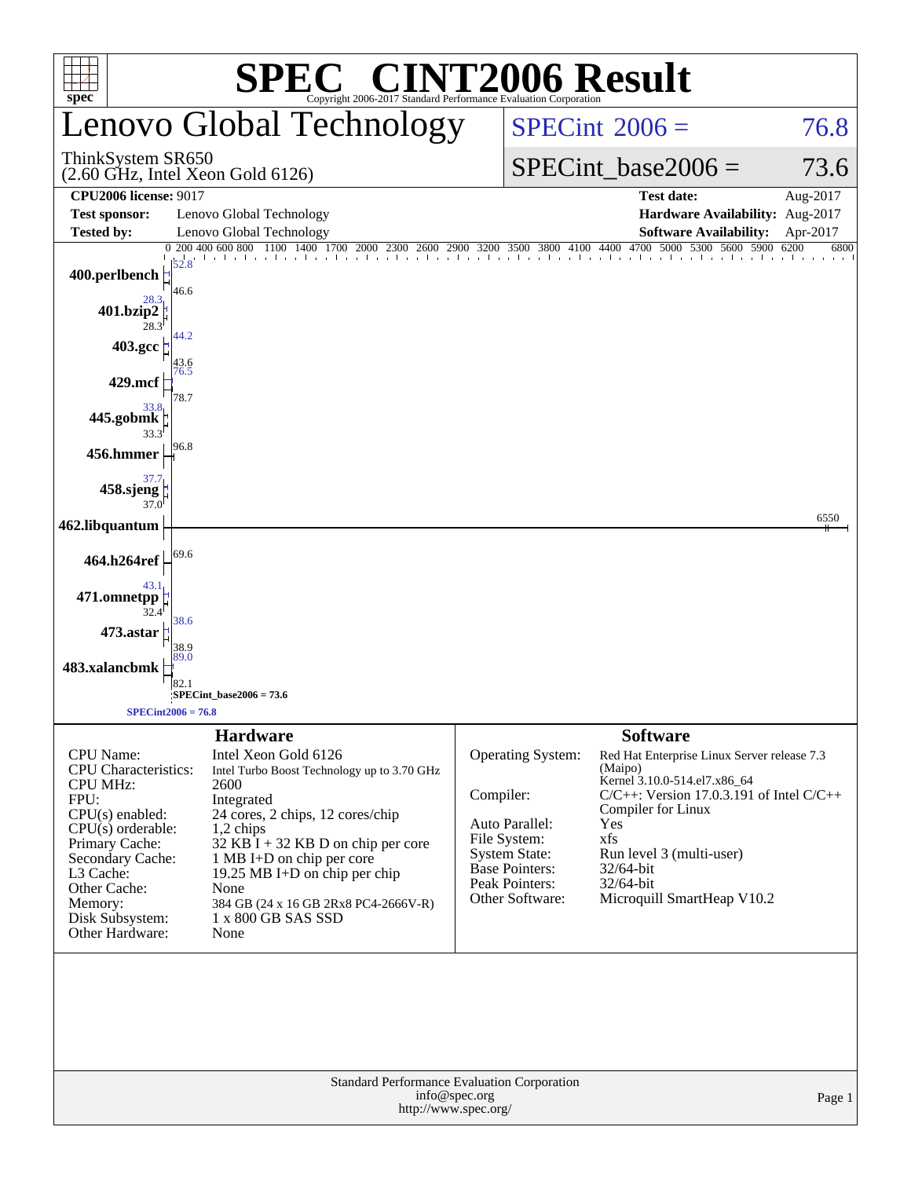# SPEC® CINT2006 Result

Copyright 2006-2017 Standard Performance Evaluation Corporation

## Lenovo Global Technology

ThinkSystem SR650
(2.60 GHz, Intel Xeon Gold 6126)

SPECint_2006 = 76.8

SPECint_base2006 = 73.6

| | | | |
|---|---|---|---|
| **CPU2006 license:** 9017 | | **Test date:** | Aug-2017 |
| **Test sponsor:** | Lenovo Global Technology | **Hardware Availability:** | Aug-2017 |
| **Tested by:** | Lenovo Global Technology | **Software Availability:** | Apr-2017 |

| Benchmark | Peak | Base |
|---|---|---|
| 400.perlbench | 52.8 | 46.6 |
| 401.bzip2 | 28.3 | 28.3 |
| 403.gcc | 44.2 | 43.6 |
| 429.mcf | 76.5 | 78.7 |
| 445.gobmk | 33.8 | 33.3 |
| 456.hmmer | 96.8 | 96.8 |
| 458.sjeng | 37.7 | 37.0 |
| 462.libquantum | 6550 | 6550 |
| 464.h264ref | 69.6 | 69.6 |
| 471.omnetpp | 43.1 | 32.4 |
| 473.astar | 38.6 | 38.9 |
| 483.xalancbmk | 89.0 | 82.1 |

SPECint_base2006 = 73.6

SPECint2006 = 76.8

## Hardware

| | |
|---|---|
| CPU Name: | Intel Xeon Gold 6126 |
| CPU Characteristics: | Intel Turbo Boost Technology up to 3.70 GHz |
| CPU MHz: | 2600 |
| FPU: | Integrated |
| CPU(s) enabled: | 24 cores, 2 chips, 12 cores/chip |
| CPU(s) orderable: | 1,2 chips |
| Primary Cache: | 32 KB I + 32 KB D on chip per core |
| Secondary Cache: | 1 MB I+D on chip per core |
| L3 Cache: | 19.25 MB I+D on chip per chip |
| Other Cache: | None |
| Memory: | 384 GB (24 x 16 GB 2Rx8 PC4-2666V-R) |
| Disk Subsystem: | 1 x 800 GB SAS SSD |
| Other Hardware: | None |

## Software

| | |
|---|---|
| Operating System: | Red Hat Enterprise Linux Server release 7.3 (Maipo) Kernel 3.10.0-514.el7.x86_64 |
| Compiler: | C/C++: Version 17.0.3.191 of Intel C/C++ Compiler for Linux |
| Auto Parallel: | Yes |
| File System: | xfs |
| System State: | Run level 3 (multi-user) |
| Base Pointers: | 32/64-bit |
| Peak Pointers: | 32/64-bit |
| Other Software: | Microquill SmartHeap V10.2 |

Standard Performance Evaluation Corporation
info@spec.org
http://www.spec.org/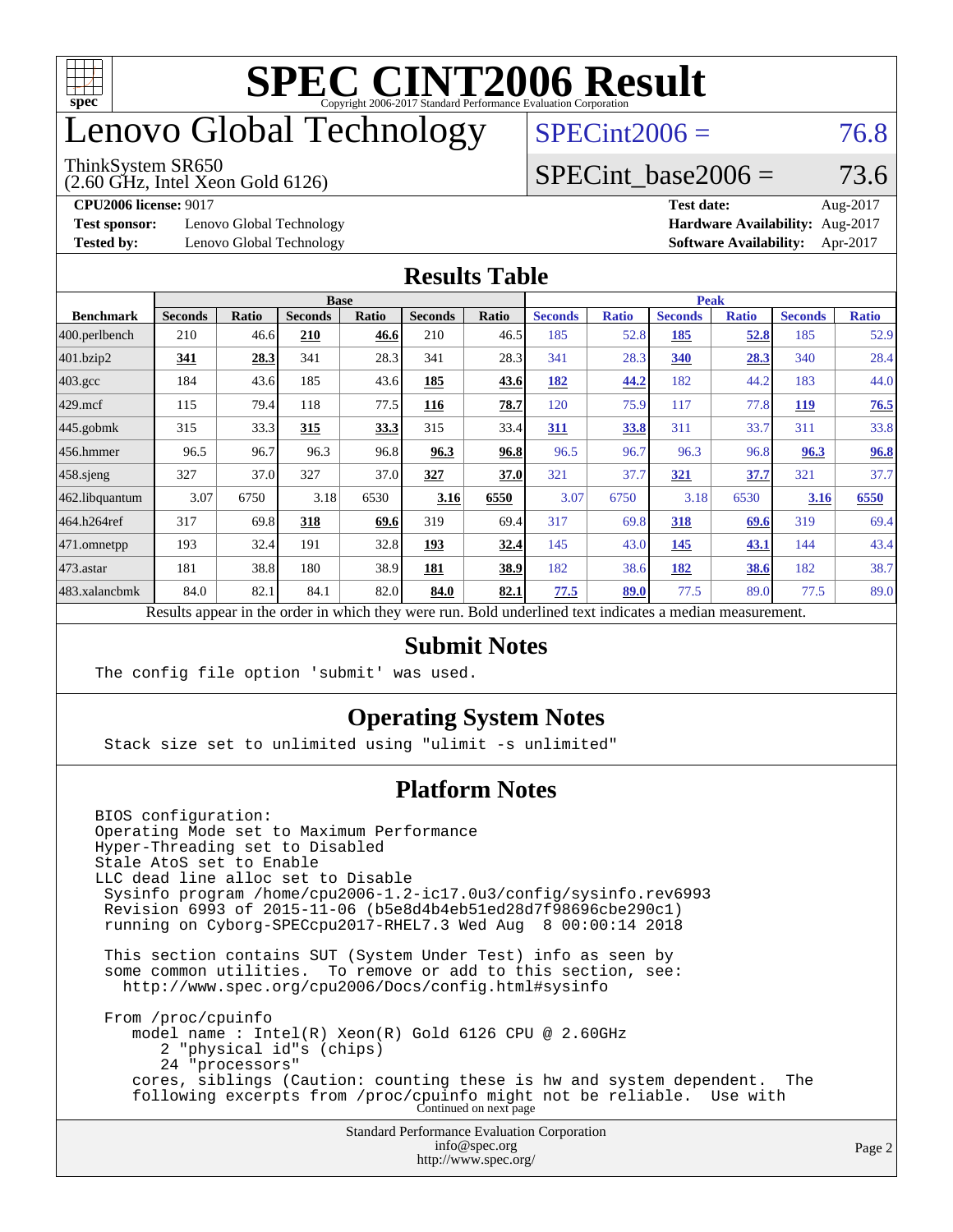# SPEC CINT2006 Result

Copyright 2006-2017 Standard Performance Evaluation Corporation

# Lenovo Global Technology

ThinkSystem SR650
(2.60 GHz, Intel Xeon Gold 6126)

SPECint2006 = 76.8

SPECint_base2006 = 73.6

**CPU2006 license:** 9017
**Test sponsor:** Lenovo Global Technology
**Tested by:** Lenovo Global Technology

**Test date:** Aug-2017
**Hardware Availability:** Aug-2017
**Software Availability:** Apr-2017

## Results Table

| Benchmark | Base | | | | | | Peak | | | | | |
|---|---|---|---|---|---|---|---|---|---|---|---|---|
| | Seconds | Ratio | Seconds | Ratio | Seconds | Ratio | Seconds | Ratio | Seconds | Ratio | Seconds | Ratio |
| 400.perlbench | 210 | 46.6 | **210** | **46.6** | 210 | 46.5 | 185 | 52.8 | **185** | **52.8** | 185 | 52.9 |
| 401.bzip2 | **341** | **28.3** | 341 | 28.3 | 341 | 28.3 | 341 | 28.3 | **340** | **28.3** | 340 | 28.4 |
| 403.gcc | 184 | 43.6 | 185 | 43.6 | **185** | **43.6** | **182** | **44.2** | 182 | 44.2 | 183 | 44.0 |
| 429.mcf | 115 | 79.4 | 118 | 77.5 | **116** | **78.7** | 120 | 75.9 | 117 | 77.8 | **119** | **76.5** |
| 445.gobmk | 315 | 33.3 | **315** | **33.3** | 315 | 33.4 | **311** | **33.8** | 311 | 33.7 | 311 | 33.8 |
| 456.hmmer | 96.5 | 96.7 | 96.3 | 96.8 | **96.3** | **96.8** | 96.5 | 96.7 | 96.3 | 96.8 | **96.3** | **96.8** |
| 458.sjeng | 327 | 37.0 | 327 | 37.0 | **327** | **37.0** | 321 | 37.7 | **321** | **37.7** | 321 | 37.7 |
| 462.libquantum | 3.07 | 6750 | 3.18 | 6530 | **3.16** | **6550** | 3.07 | 6750 | 3.18 | 6530 | **3.16** | **6550** |
| 464.h264ref | 317 | 69.8 | **318** | **69.6** | 319 | 69.4 | 317 | 69.8 | **318** | **69.6** | 319 | 69.4 |
| 471.omnetpp | 193 | 32.4 | 191 | 32.8 | **193** | **32.4** | 145 | 43.0 | **145** | **43.1** | 144 | 43.4 |
| 473.astar | 181 | 38.8 | 180 | 38.9 | **181** | **38.9** | 182 | 38.6 | **182** | **38.6** | 182 | 38.7 |
| 483.xalancbmk | 84.0 | 82.1 | 84.1 | 82.0 | **84.0** | **82.1** | **77.5** | **89.0** | 77.5 | 89.0 | 77.5 | 89.0 |

Results appear in the order in which they were run. Bold underlined text indicates a median measurement.

## Submit Notes

```
The config file option 'submit' was used.
```

## Operating System Notes

```
Stack size set to unlimited using "ulimit -s unlimited"
```

## Platform Notes

```
BIOS configuration:
Operating Mode set to Maximum Performance
Hyper-Threading set to Disabled
Stale AtoS set to Enable
LLC dead line alloc set to Disable
 Sysinfo program /home/cpu2006-1.2-ic17.0u3/config/sysinfo.rev6993
 Revision 6993 of 2015-11-06 (b5e8d4b4eb51ed28d7f98696cbe290c1)
 running on Cyborg-SPECcpu2017-RHEL7.3 Wed Aug  8 00:00:14 2018

 This section contains SUT (System Under Test) info as seen by
 some common utilities.  To remove or add to this section, see:
   http://www.spec.org/cpu2006/Docs/config.html#sysinfo

 From /proc/cpuinfo
    model name : Intel(R) Xeon(R) Gold 6126 CPU @ 2.60GHz
       2 "physical id"s (chips)
       24 "processors"
    cores, siblings (Caution: counting these is hw and system dependent.  The
    following excerpts from /proc/cpuinfo might not be reliable.  Use with
```

Continued on next page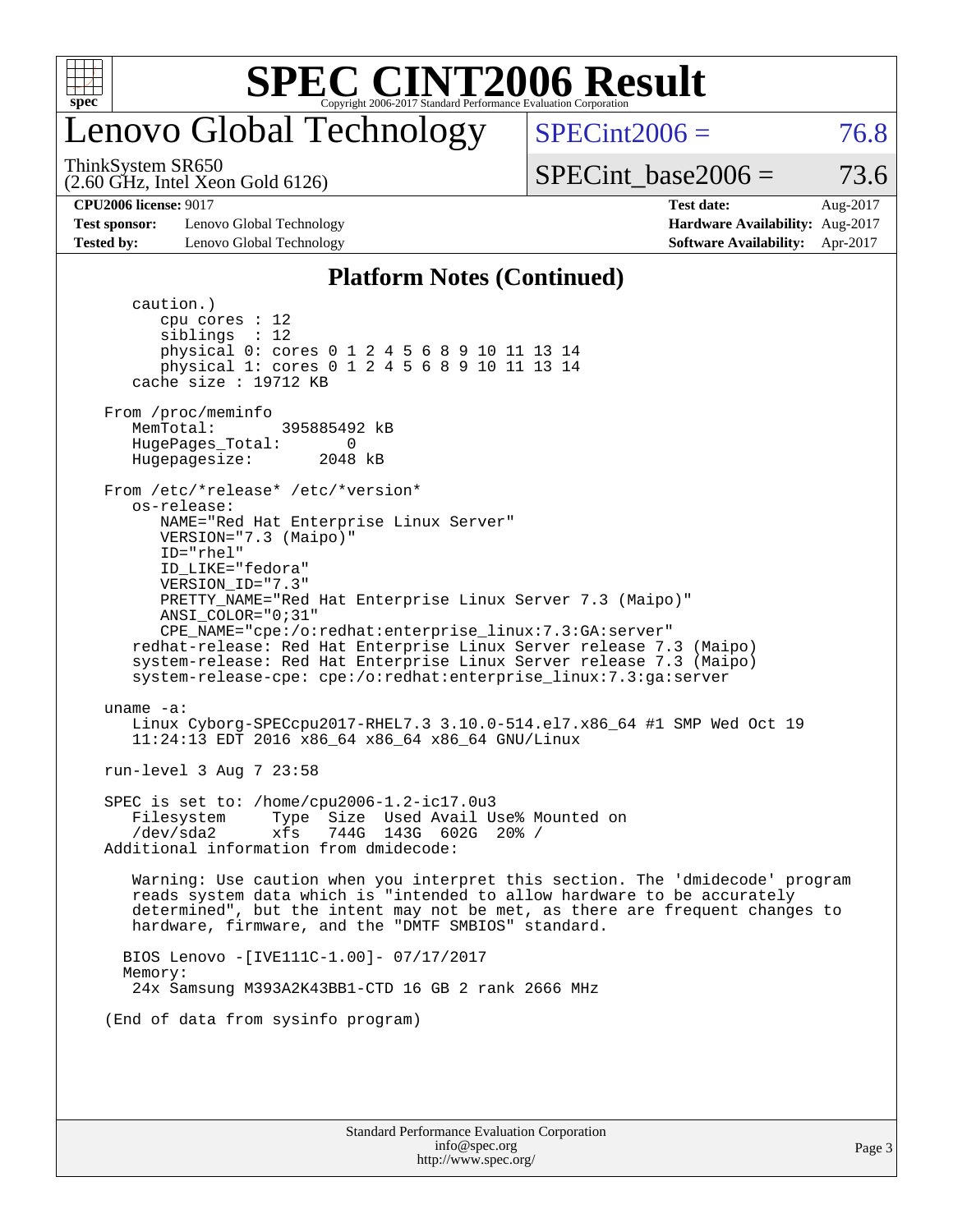## Platform Notes (Continued)

```
      caution.)
         cpu cores : 12
         siblings  : 12
         physical 0: cores 0 1 2 4 5 6 8 9 10 11 13 14
         physical 1: cores 0 1 2 4 5 6 8 9 10 11 13 14
      cache size : 19712 KB

   From /proc/meminfo
      MemTotal:       395885492 kB
      HugePages_Total:       0
      Hugepagesize:       2048 kB

   From /etc/*release* /etc/*version*
      os-release:
         NAME="Red Hat Enterprise Linux Server"
         VERSION="7.3 (Maipo)"
         ID="rhel"
         ID_LIKE="fedora"
         VERSION_ID="7.3"
         PRETTY_NAME="Red Hat Enterprise Linux Server 7.3 (Maipo)"
         ANSI_COLOR="0;31"
         CPE_NAME="cpe:/o:redhat:enterprise_linux:7.3:GA:server"
      redhat-release: Red Hat Enterprise Linux Server release 7.3 (Maipo)
      system-release: Red Hat Enterprise Linux Server release 7.3 (Maipo)
      system-release-cpe: cpe:/o:redhat:enterprise_linux:7.3:ga:server

   uname -a:
      Linux Cyborg-SPECcpu2017-RHEL7.3 3.10.0-514.el7.x86_64 #1 SMP Wed Oct 19
      11:24:13 EDT 2016 x86_64 x86_64 x86_64 GNU/Linux

   run-level 3 Aug 7 23:58

   SPEC is set to: /home/cpu2006-1.2-ic17.0u3
      Filesystem     Type  Size  Used Avail Use% Mounted on
      /dev/sda2      xfs   744G  143G  602G  20% /
   Additional information from dmidecode:

      Warning: Use caution when you interpret this section. The 'dmidecode' program
      reads system data which is "intended to allow hardware to be accurately
      determined", but the intent may not be met, as there are frequent changes to
      hardware, firmware, and the "DMTF SMBIOS" standard.

     BIOS Lenovo -[IVE111C-1.00]- 07/17/2017
     Memory:
      24x Samsung M393A2K43BB1-CTD 16 GB 2 rank 2666 MHz

   (End of data from sysinfo program)
```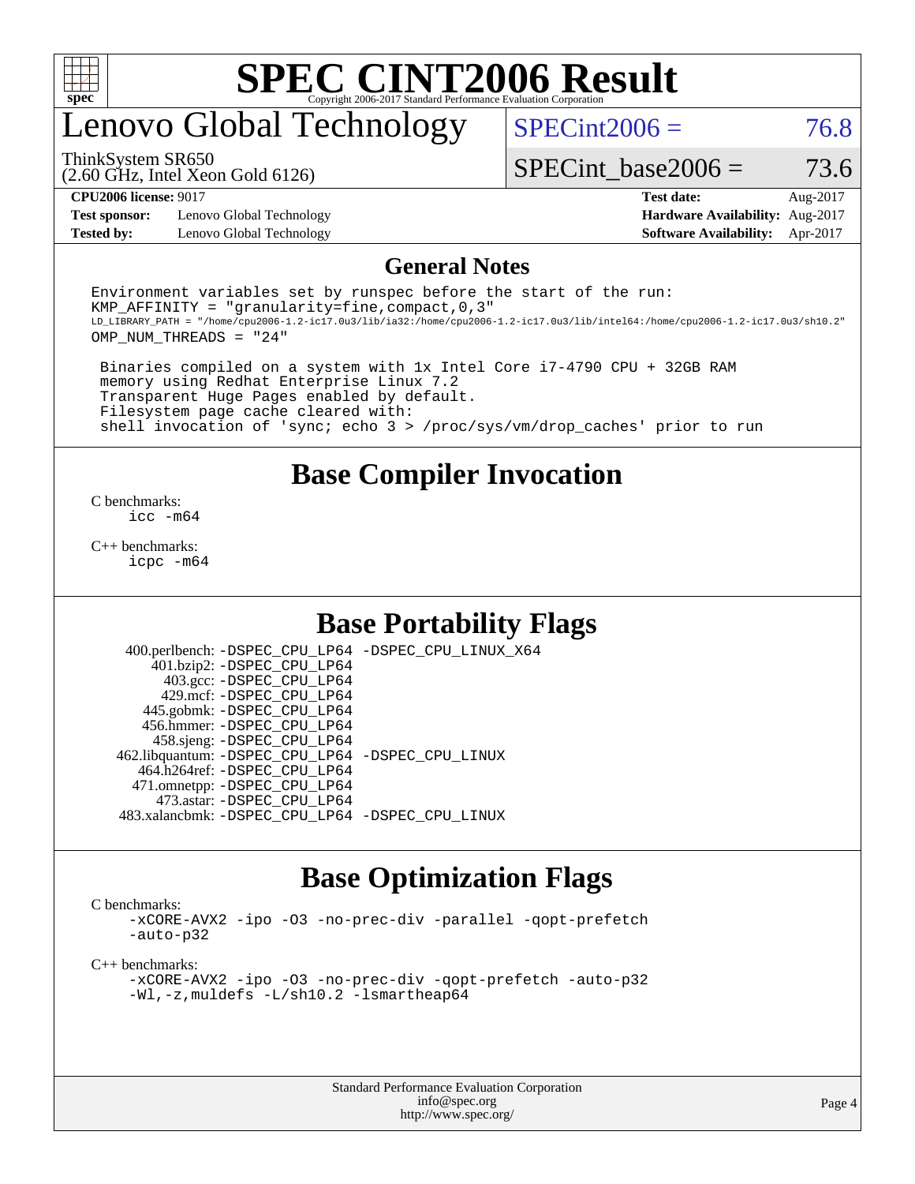# SPEC CINT2006 Result

Copyright 2006-2017 Standard Performance Evaluation Corporation

# Lenovo Global Technology

ThinkSystem SR650
(2.60 GHz, Intel Xeon Gold 6126)

SPECint2006 = 76.8

SPECint_base2006 = 73.6

**CPU2006 license:** 9017
**Test sponsor:** Lenovo Global Technology
**Tested by:** Lenovo Global Technology

**Test date:** Aug-2017
**Hardware Availability:** Aug-2017
**Software Availability:** Apr-2017

## General Notes

```
Environment variables set by runspec before the start of the run:
KMP_AFFINITY = "granularity=fine,compact,0,3"
LD_LIBRARY_PATH = "/home/cpu2006-1.2-ic17.0u3/lib/ia32:/home/cpu2006-1.2-ic17.0u3/lib/intel64:/home/cpu2006-1.2-ic17.0u3/sh10.2"
OMP_NUM_THREADS = "24"

 Binaries compiled on a system with 1x Intel Core i7-4790 CPU + 32GB RAM
 memory using Redhat Enterprise Linux 7.2
 Transparent Huge Pages enabled by default.
 Filesystem page cache cleared with:
 shell invocation of 'sync; echo 3 > /proc/sys/vm/drop_caches' prior to run
```

## Base Compiler Invocation

C benchmarks:
    icc -m64

C++ benchmarks:
    icpc -m64

## Base Portability Flags

400.perlbench: -DSPEC_CPU_LP64 -DSPEC_CPU_LINUX_X64
401.bzip2: -DSPEC_CPU_LP64
403.gcc: -DSPEC_CPU_LP64
429.mcf: -DSPEC_CPU_LP64
445.gobmk: -DSPEC_CPU_LP64
456.hmmer: -DSPEC_CPU_LP64
458.sjeng: -DSPEC_CPU_LP64
462.libquantum: -DSPEC_CPU_LP64 -DSPEC_CPU_LINUX
464.h264ref: -DSPEC_CPU_LP64
471.omnetpp: -DSPEC_CPU_LP64
473.astar: -DSPEC_CPU_LP64
483.xalancbmk: -DSPEC_CPU_LP64 -DSPEC_CPU_LINUX

## Base Optimization Flags

C benchmarks:
    -xCORE-AVX2 -ipo -O3 -no-prec-div -parallel -qopt-prefetch
    -auto-p32

C++ benchmarks:
    -xCORE-AVX2 -ipo -O3 -no-prec-div -qopt-prefetch -auto-p32
    -Wl,-z,muldefs -L/sh10.2 -lsmartheap64

Standard Performance Evaluation Corporation
info@spec.org
http://www.spec.org/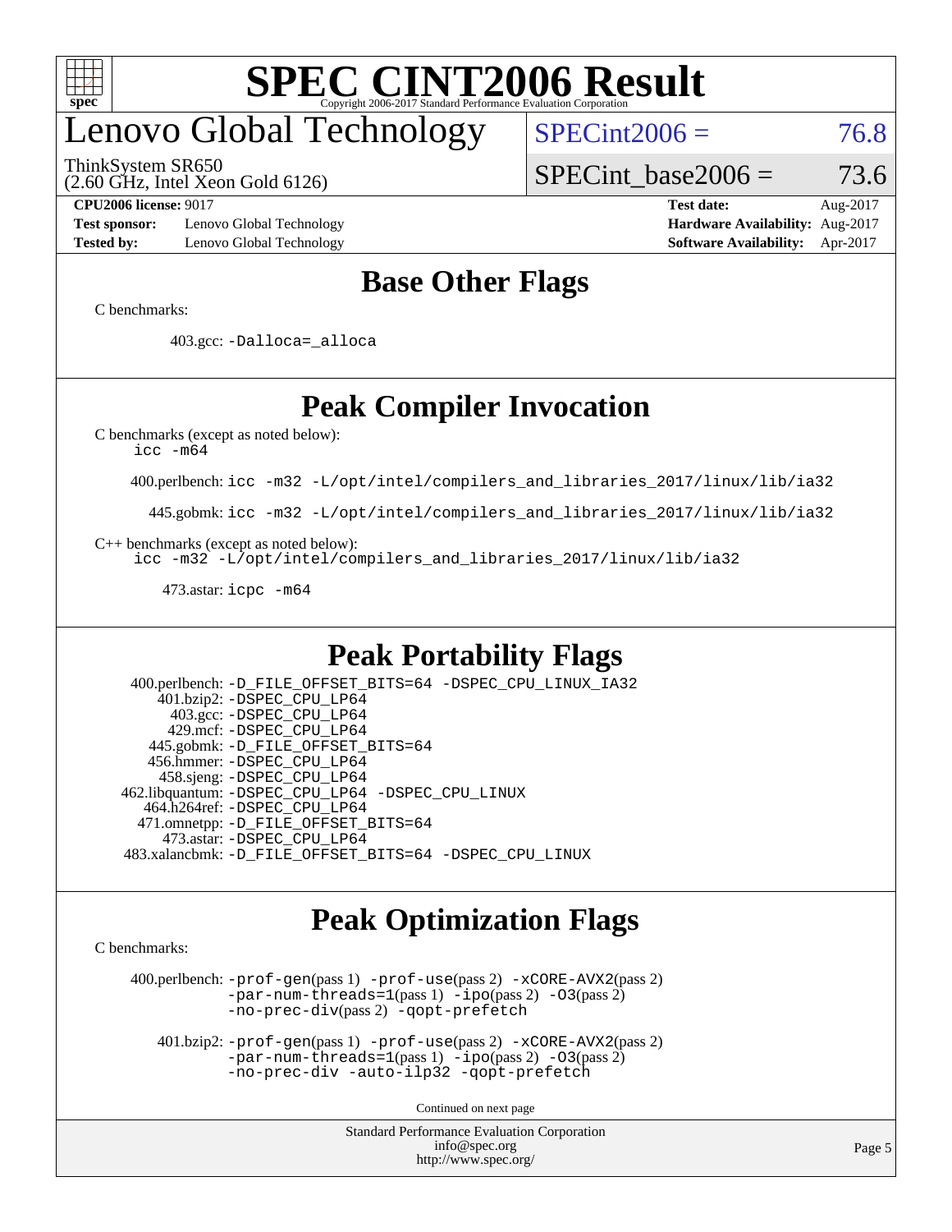# Lenovo Global Technology

ThinkSystem SR650
(2.60 GHz, Intel Xeon Gold 6126)

SPECint2006 = 76.8

SPECint_base2006 = 73.6

**CPU2006 license:** 9017 | **Test date:** Aug-2017
**Test sponsor:** Lenovo Global Technology | **Hardware Availability:** Aug-2017
**Tested by:** Lenovo Global Technology | **Software Availability:** Apr-2017

## Base Other Flags

C benchmarks:

403.gcc: -Dalloca=_alloca

## Peak Compiler Invocation

C benchmarks (except as noted below):
icc -m64

400.perlbench: icc -m32 -L/opt/intel/compilers_and_libraries_2017/linux/lib/ia32

445.gobmk: icc -m32 -L/opt/intel/compilers_and_libraries_2017/linux/lib/ia32

C++ benchmarks (except as noted below):
icc -m32 -L/opt/intel/compilers_and_libraries_2017/linux/lib/ia32

473.astar: icpc -m64

## Peak Portability Flags

400.perlbench: -D_FILE_OFFSET_BITS=64 -DSPEC_CPU_LINUX_IA32
401.bzip2: -DSPEC_CPU_LP64
403.gcc: -DSPEC_CPU_LP64
429.mcf: -DSPEC_CPU_LP64
445.gobmk: -D_FILE_OFFSET_BITS=64
456.hmmer: -DSPEC_CPU_LP64
458.sjeng: -DSPEC_CPU_LP64
462.libquantum: -DSPEC_CPU_LP64 -DSPEC_CPU_LINUX
464.h264ref: -DSPEC_CPU_LP64
471.omnetpp: -D_FILE_OFFSET_BITS=64
473.astar: -DSPEC_CPU_LP64
483.xalancbmk: -D_FILE_OFFSET_BITS=64 -DSPEC_CPU_LINUX

## Peak Optimization Flags

C benchmarks:

400.perlbench: -prof-gen(pass 1) -prof-use(pass 2) -xCORE-AVX2(pass 2) -par-num-threads=1(pass 1) -ipo(pass 2) -O3(pass 2) -no-prec-div(pass 2) -qopt-prefetch

401.bzip2: -prof-gen(pass 1) -prof-use(pass 2) -xCORE-AVX2(pass 2) -par-num-threads=1(pass 1) -ipo(pass 2) -O3(pass 2) -no-prec-div -auto-ilp32 -qopt-prefetch

Continued on next page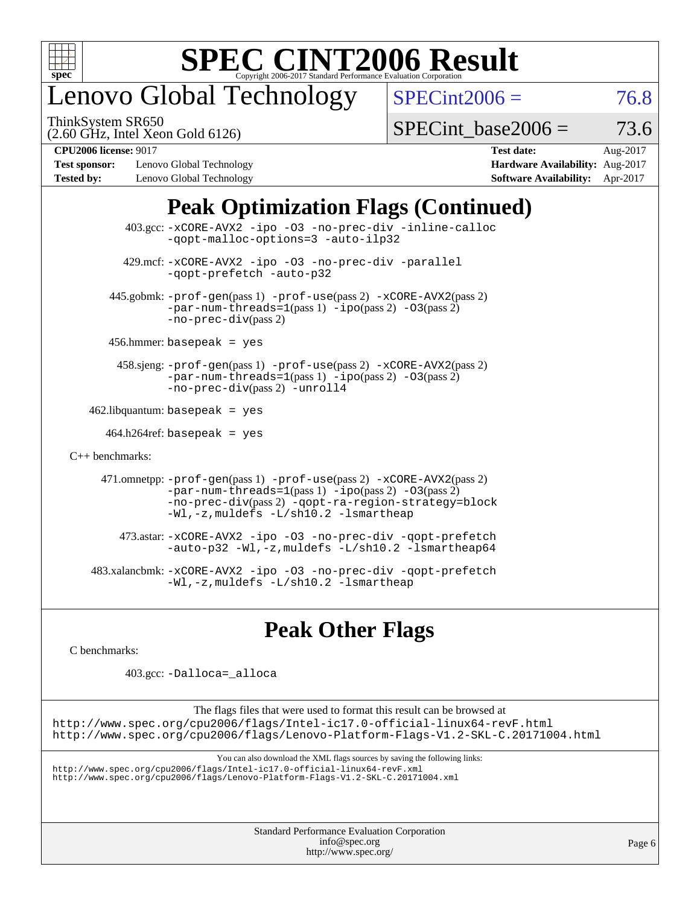# SPEC CINT2006 Result

Copyright 2006-2017 Standard Performance Evaluation Corporation

## Lenovo Global Technology

ThinkSystem SR650
(2.60 GHz, Intel Xeon Gold 6126)

SPECint2006 = 76.8

SPECint_base2006 = 73.6

**CPU2006 license:** 9017
**Test sponsor:** Lenovo Global Technology
**Tested by:** Lenovo Global Technology

**Test date:** Aug-2017
**Hardware Availability:** Aug-2017
**Software Availability:** Apr-2017

## Peak Optimization Flags (Continued)

403.gcc: -xCORE-AVX2 -ipo -O3 -no-prec-div -inline-calloc -qopt-malloc-options=3 -auto-ilp32

429.mcf: -xCORE-AVX2 -ipo -O3 -no-prec-div -parallel -qopt-prefetch -auto-p32

445.gobmk: -prof-gen(pass 1) -prof-use(pass 2) -xCORE-AVX2(pass 2) -par-num-threads=1(pass 1) -ipo(pass 2) -O3(pass 2) -no-prec-div(pass 2)

456.hmmer: basepeak = yes

458.sjeng: -prof-gen(pass 1) -prof-use(pass 2) -xCORE-AVX2(pass 2) -par-num-threads=1(pass 1) -ipo(pass 2) -O3(pass 2) -no-prec-div(pass 2) -unroll4

462.libquantum: basepeak = yes

464.h264ref: basepeak = yes

C++ benchmarks:

471.omnetpp: -prof-gen(pass 1) -prof-use(pass 2) -xCORE-AVX2(pass 2) -par-num-threads=1(pass 1) -ipo(pass 2) -O3(pass 2) -no-prec-div(pass 2) -qopt-ra-region-strategy=block -Wl,-z,muldefs -L/sh10.2 -lsmartheap

473.astar: -xCORE-AVX2 -ipo -O3 -no-prec-div -qopt-prefetch -auto-p32 -Wl,-z,muldefs -L/sh10.2 -lsmartheap64

483.xalancbmk: -xCORE-AVX2 -ipo -O3 -no-prec-div -qopt-prefetch -Wl,-z,muldefs -L/sh10.2 -lsmartheap

## Peak Other Flags

C benchmarks:

403.gcc: -Dalloca=_alloca

The flags files that were used to format this result can be browsed at
http://www.spec.org/cpu2006/flags/Intel-ic17.0-official-linux64-revF.html
http://www.spec.org/cpu2006/flags/Lenovo-Platform-Flags-V1.2-SKL-C.20171004.html

You can also download the XML flags sources by saving the following links:
http://www.spec.org/cpu2006/flags/Intel-ic17.0-official-linux64-revF.xml
http://www.spec.org/cpu2006/flags/Lenovo-Platform-Flags-V1.2-SKL-C.20171004.xml

Standard Performance Evaluation Corporation
info@spec.org
http://www.spec.org/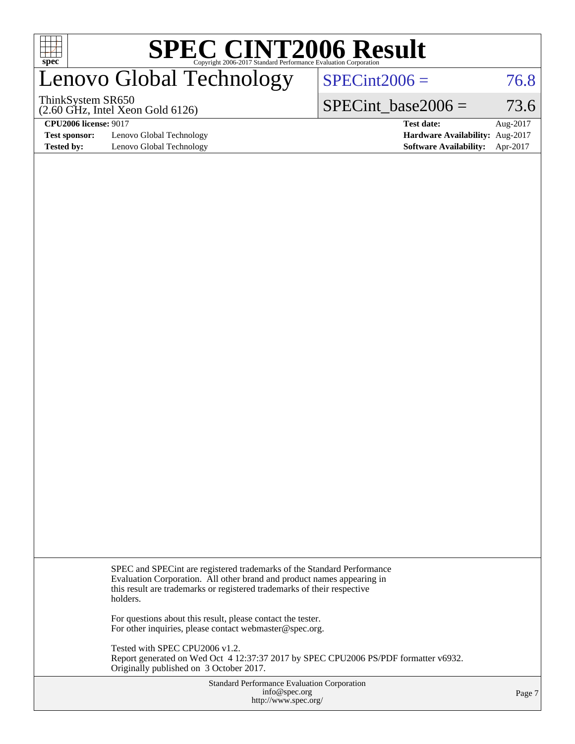SPEC and SPECint are registered trademarks of the Standard Performance Evaluation Corporation. All other brand and product names appearing in this result are trademarks or registered trademarks of their respective holders.

For questions about this result, please contact the tester.
For other inquiries, please contact webmaster@spec.org.

Tested with SPEC CPU2006 v1.2.
Report generated on Wed Oct 4 12:37:37 2017 by SPEC CPU2006 PS/PDF formatter v6932.
Originally published on 3 October 2017.